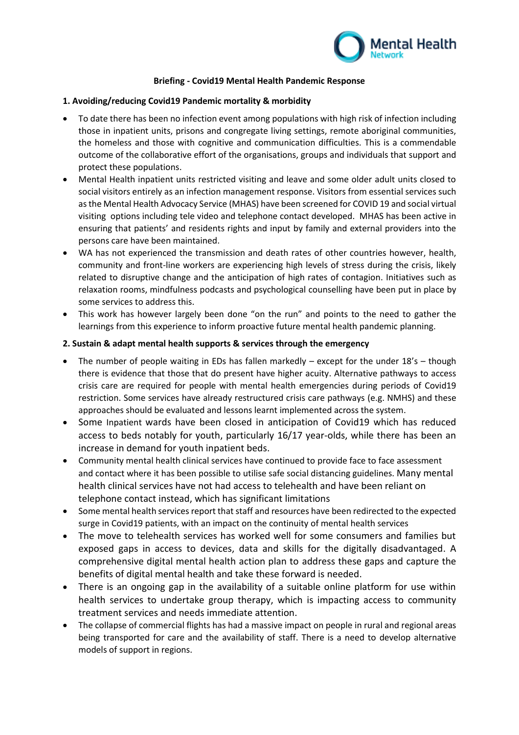**Briefing - Covid19 Mental Health Pandemic Response**

## 1. Avoiding/reducing Covid19 Pandemic mortality & morbidity

- To date there has been no infection event among populations with high risk of infection including those in inpatient units, prisons and congregate living settings, remote aboriginal communities, the homeless and those with cognitive and communication difficulties. This is a commendable outcome of the collaborative effort of the organisations, groups and individuals that support and protect these populations.
- Mental Health inpatient units restricted visiting and leave and some older adult units closed to social visitors entirely as an infection management response. Visitors from essential services such as the Mental Health Advocacy Service (MHAS) have been screened for COVID 19 and social virtual visiting options including tele video and telephone contact developed. MHAS has been active in ensuring that patients' and residents rights and input by family and external providers into the persons care have been maintained.
- WA has not experienced the transmission and death rates of other countries however, health, community and front-line workers are experiencing high levels of stress during the crisis, likely related to disruptive change and the anticipation of high rates of contagion. Initiatives such as relaxation rooms, mindfulness podcasts and psychological counselling have been put in place by some services to address this.
- This work has however largely been done "on the run" and points to the need to gather the learnings from this experience to inform proactive future mental health pandemic planning.

## 2. Sustain & adapt mental health supports & services through the emergency

- The number of people waiting in EDs has fallen markedly – except for the under 18's – though there is evidence that those that do present have higher acuity. Alternative pathways to access crisis care are required for people with mental health emergencies during periods of Covid19 restriction. Some services have already restructured crisis care pathways (e.g. NMHS) and these approaches should be evaluated and lessons learnt implemented across the system.
- Some Inpatient wards have been closed in anticipation of Covid19 which has reduced access to beds notably for youth, particularly 16/17 year-olds, while there has been an increase in demand for youth inpatient beds.
- Community mental health clinical services have continued to provide face to face assessment and contact where it has been possible to utilise safe social distancing guidelines. Many mental health clinical services have not had access to telehealth and have been reliant on telephone contact instead, which has significant limitations
- Some mental health services report that staff and resources have been redirected to the expected surge in Covid19 patients, with an impact on the continuity of mental health services
- The move to telehealth services has worked well for some consumers and families but exposed gaps in access to devices, data and skills for the digitally disadvantaged. A comprehensive digital mental health action plan to address these gaps and capture the benefits of digital mental health and take these forward is needed.
- There is an ongoing gap in the availability of a suitable online platform for use within health services to undertake group therapy, which is impacting access to community treatment services and needs immediate attention.
- The collapse of commercial flights has had a massive impact on people in rural and regional areas being transported for care and the availability of staff. There is a need to develop alternative models of support in regions.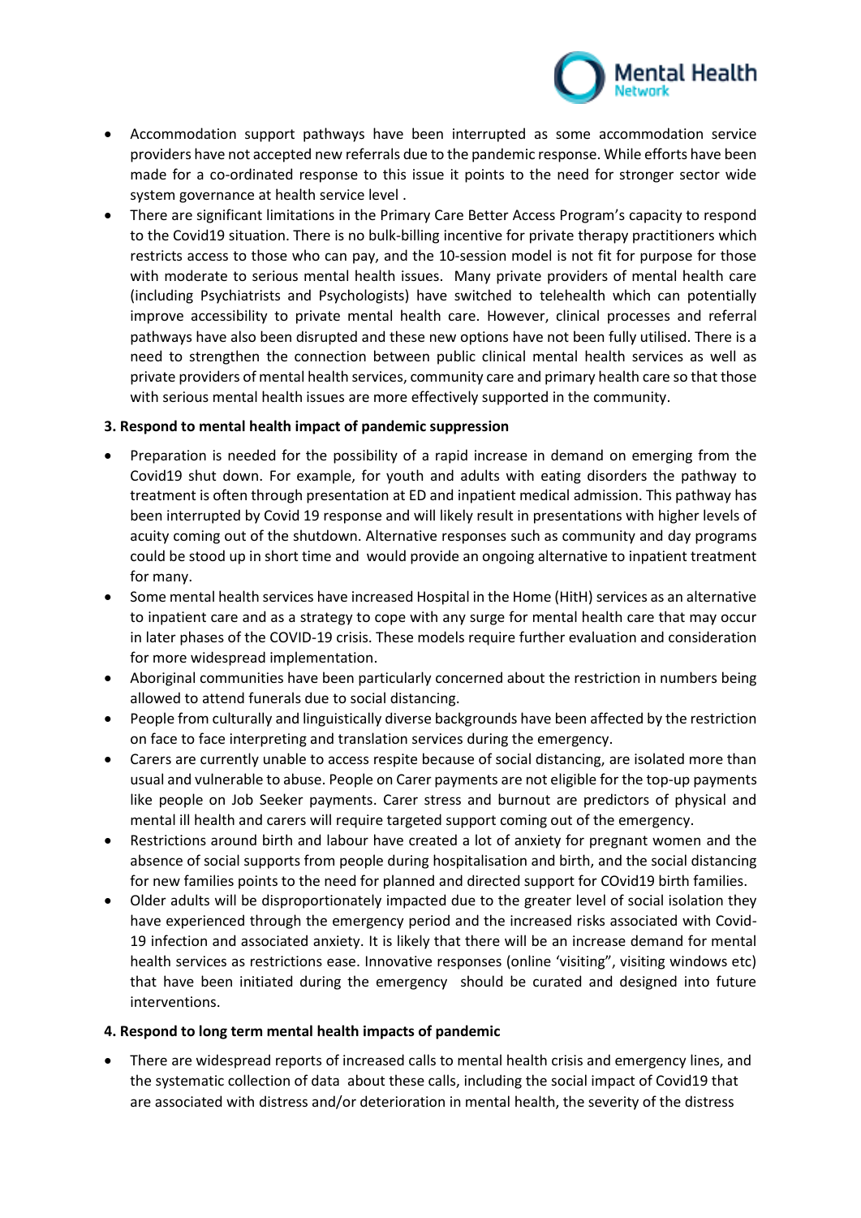- Accommodation support pathways have been interrupted as some accommodation service providers have not accepted new referrals due to the pandemic response. While efforts have been made for a co-ordinated response to this issue it points to the need for stronger sector wide system governance at health service level .
- There are significant limitations in the Primary Care Better Access Program's capacity to respond to the Covid19 situation. There is no bulk-billing incentive for private therapy practitioners which restricts access to those who can pay, and the 10-session model is not fit for purpose for those with moderate to serious mental health issues. Many private providers of mental health care (including Psychiatrists and Psychologists) have switched to telehealth which can potentially improve accessibility to private mental health care. However, clinical processes and referral pathways have also been disrupted and these new options have not been fully utilised. There is a need to strengthen the connection between public clinical mental health services as well as private providers of mental health services, community care and primary health care so that those with serious mental health issues are more effectively supported in the community.

**3. Respond to mental health impact of pandemic suppression**

- Preparation is needed for the possibility of a rapid increase in demand on emerging from the Covid19 shut down. For example, for youth and adults with eating disorders the pathway to treatment is often through presentation at ED and inpatient medical admission. This pathway has been interrupted by Covid 19 response and will likely result in presentations with higher levels of acuity coming out of the shutdown. Alternative responses such as community and day programs could be stood up in short time and would provide an ongoing alternative to inpatient treatment for many.
- Some mental health services have increased Hospital in the Home (HitH) services as an alternative to inpatient care and as a strategy to cope with any surge for mental health care that may occur in later phases of the COVID-19 crisis. These models require further evaluation and consideration for more widespread implementation.
- Aboriginal communities have been particularly concerned about the restriction in numbers being allowed to attend funerals due to social distancing.
- People from culturally and linguistically diverse backgrounds have been affected by the restriction on face to face interpreting and translation services during the emergency.
- Carers are currently unable to access respite because of social distancing, are isolated more than usual and vulnerable to abuse. People on Carer payments are not eligible for the top-up payments like people on Job Seeker payments. Carer stress and burnout are predictors of physical and mental ill health and carers will require targeted support coming out of the emergency.
- Restrictions around birth and labour have created a lot of anxiety for pregnant women and the absence of social supports from people during hospitalisation and birth, and the social distancing for new families points to the need for planned and directed support for COvid19 birth families.
- Older adults will be disproportionately impacted due to the greater level of social isolation they have experienced through the emergency period and the increased risks associated with Covid-19 infection and associated anxiety. It is likely that there will be an increase demand for mental health services as restrictions ease. Innovative responses (online 'visiting", visiting windows etc) that have been initiated during the emergency should be curated and designed into future interventions.

**4. Respond to long term mental health impacts of pandemic**

- There are widespread reports of increased calls to mental health crisis and emergency lines, and the systematic collection of data about these calls, including the social impact of Covid19 that are associated with distress and/or deterioration in mental health, the severity of the distress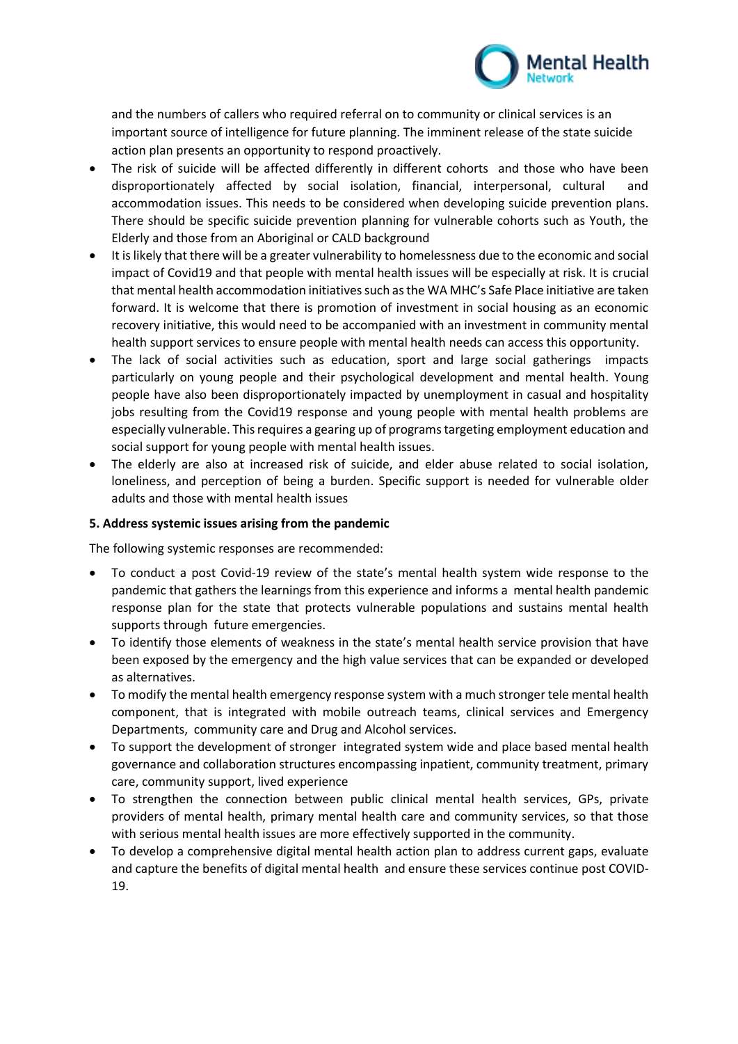and the numbers of callers who required referral on to community or clinical services is an important source of intelligence for future planning. The imminent release of the state suicide action plan presents an opportunity to respond proactively.

- The risk of suicide will be affected differently in different cohorts and those who have been disproportionately affected by social isolation, financial, interpersonal, cultural and accommodation issues. This needs to be considered when developing suicide prevention plans. There should be specific suicide prevention planning for vulnerable cohorts such as Youth, the Elderly and those from an Aboriginal or CALD background
- It is likely that there will be a greater vulnerability to homelessness due to the economic and social impact of Covid19 and that people with mental health issues will be especially at risk. It is crucial that mental health accommodation initiatives such as the WA MHC's Safe Place initiative are taken forward. It is welcome that there is promotion of investment in social housing as an economic recovery initiative, this would need to be accompanied with an investment in community mental health support services to ensure people with mental health needs can access this opportunity.
- The lack of social activities such as education, sport and large social gatherings impacts particularly on young people and their psychological development and mental health. Young people have also been disproportionately impacted by unemployment in casual and hospitality jobs resulting from the Covid19 response and young people with mental health problems are especially vulnerable. This requires a gearing up of programs targeting employment education and social support for young people with mental health issues.
- The elderly are also at increased risk of suicide, and elder abuse related to social isolation, loneliness, and perception of being a burden. Specific support is needed for vulnerable older adults and those with mental health issues

**5. Address systemic issues arising from the pandemic**

The following systemic responses are recommended:

- To conduct a post Covid-19 review of the state's mental health system wide response to the pandemic that gathers the learnings from this experience and informs a mental health pandemic response plan for the state that protects vulnerable populations and sustains mental health supports through future emergencies.
- To identify those elements of weakness in the state's mental health service provision that have been exposed by the emergency and the high value services that can be expanded or developed as alternatives.
- To modify the mental health emergency response system with a much stronger tele mental health component, that is integrated with mobile outreach teams, clinical services and Emergency Departments, community care and Drug and Alcohol services.
- To support the development of stronger integrated system wide and place based mental health governance and collaboration structures encompassing inpatient, community treatment, primary care, community support, lived experience
- To strengthen the connection between public clinical mental health services, GPs, private providers of mental health, primary mental health care and community services, so that those with serious mental health issues are more effectively supported in the community.
- To develop a comprehensive digital mental health action plan to address current gaps, evaluate and capture the benefits of digital mental health and ensure these services continue post COVID-19.